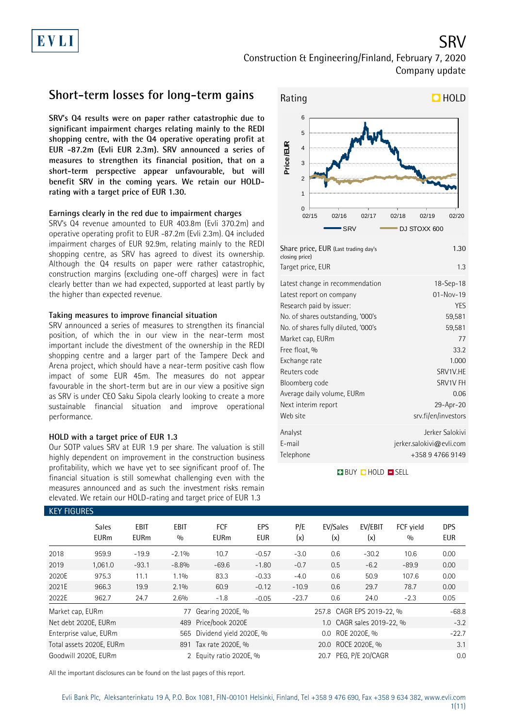# SRV

Construction & Engineering/Finland, February 7, 2020

Company update

## Short-term losses for long-term gains

**SRV's Q4 results were on paper rather catastrophic due to significant impairment charges relating mainly to the REDI shopping centre, with the Q4 operative operating profit at EUR -87.2m (Evli EUR 2.3m). SRV announced a series of measures to strengthen its financial position, that on a short-term perspective appear unfavourable, but will benefit SRV in the coming years. We retain our HOLD-rating with a target price of EUR 1.30.**

### Earnings clearly in the red due to impairment charges

SRV's Q4 revenue amounted to EUR 403.8m (Evli 370.2m) and operative operating profit to EUR -87.2m (Evli 2.3m). Q4 included impairment charges of EUR 92.9m, relating mainly to the REDI shopping centre, as SRV has agreed to divest its ownership. Although the Q4 results on paper were rather catastrophic, construction margins (excluding one-off charges) were in fact clearly better than we had expected, supported at least partly by the higher than expected revenue.

### Taking measures to improve financial situation

SRV announced a series of measures to strengthen its financial position, of which the in our view in the near-term most important include the divestment of the ownership in the REDI shopping centre and a larger part of the Tampere Deck and Arena project, which should have a near-term positive cash flow impact of some EUR 45m. The measures do not appear favourable in the short-term but are in our view a positive sign as SRV is under CEO Saku Sipola clearly looking to create a more sustainable financial situation and improve operational performance.

### HOLD with a target price of EUR 1.3

Our SOTP values SRV at EUR 1.9 per share. The valuation is still highly dependent on improvement in the construction business profitability, which we have yet to see significant proof of. The financial situation is still somewhat challenging even with the measures announced and as such the investment risks remain elevated. We retain our HOLD-rating and target price of EUR 1.3

**Rating: HOLD**

| | |
|---|---|
| Share price, EUR (Last trading day's closing price) | 1.30 |
| Target price, EUR | 1.3 |
| Latest change in recommendation | 18-Sep-18 |
| Latest report on company | 01-Nov-19 |
| Research paid by issuer: | YES |
| No. of shares outstanding, '000's | 59,581 |
| No. of shares fully diluted, '000's | 59,581 |
| Market cap, EURm | 77 |
| Free float, % | 33.2 |
| Exchange rate | 1.000 |
| Reuters code | SRV1V.HE |
| Bloomberg code | SRV1V FH |
| Average daily volume, EURm | 0.06 |
| Next interim report | 29-Apr-20 |
| Web site | srv.fi/en/investors |
| Analyst | Jerker Salokivi |
| E-mail | jerker.salokivi@evli.com |
| Telephone | +358 9 4766 9149 |

BUY HOLD SELL

### KEY FIGURES

| | Sales EURm | EBIT EURm | EBIT % | FCF EURm | EPS EUR | P/E (x) | EV/Sales (x) | EV/EBIT (x) | FCF yield % | DPS EUR |
|---|---|---|---|---|---|---|---|---|---|---|
| 2018 | 959.9 | -19.9 | -2.1% | 10.7 | -0.57 | -3.0 | 0.6 | -30.2 | 10.6 | 0.00 |
| 2019 | 1,061.0 | -93.1 | -8.8% | -69.6 | -1.80 | -0.7 | 0.5 | -6.2 | -89.9 | 0.00 |
| 2020E | 975.3 | 11.1 | 1.1% | 83.3 | -0.33 | -4.0 | 0.6 | 50.9 | 107.6 | 0.00 |
| 2021E | 966.3 | 19.9 | 2.1% | 60.9 | -0.12 | -10.9 | 0.6 | 29.7 | 78.7 | 0.00 |
| 2022E | 962.7 | 24.7 | 2.6% | -1.8 | -0.05 | -23.7 | 0.6 | 24.0 | -2.3 | 0.05 |

| | | | | | |
|---|---|---|---|---|---|
| Market cap, EURm | 77 | Gearing 2020E, % | 257.8 | CAGR EPS 2019-22, % | -68.8 |
| Net debt 2020E, EURm | 489 | Price/book 2020E | 1.0 | CAGR sales 2019-22, % | -3.2 |
| Enterprise value, EURm | 565 | Dividend yield 2020E, % | 0.0 | ROE 2020E, % | -22.7 |
| Total assets 2020E, EURm | 891 | Tax rate 2020E, % | 20.0 | ROCE 2020E, % | 3.1 |
| Goodwill 2020E, EURm | 2 | Equity ratio 2020E, % | 20.7 | PEG, P/E 20/CAGR | 0.0 |

All the important disclosures can be found on the last pages of this report.

Evli Bank Plc, Aleksanterinkatu 19 A, P.O. Box 1081, FIN-00101 Helsinki, Finland, Tel +358 9 476 690, Fax +358 9 634 382, www.evli.com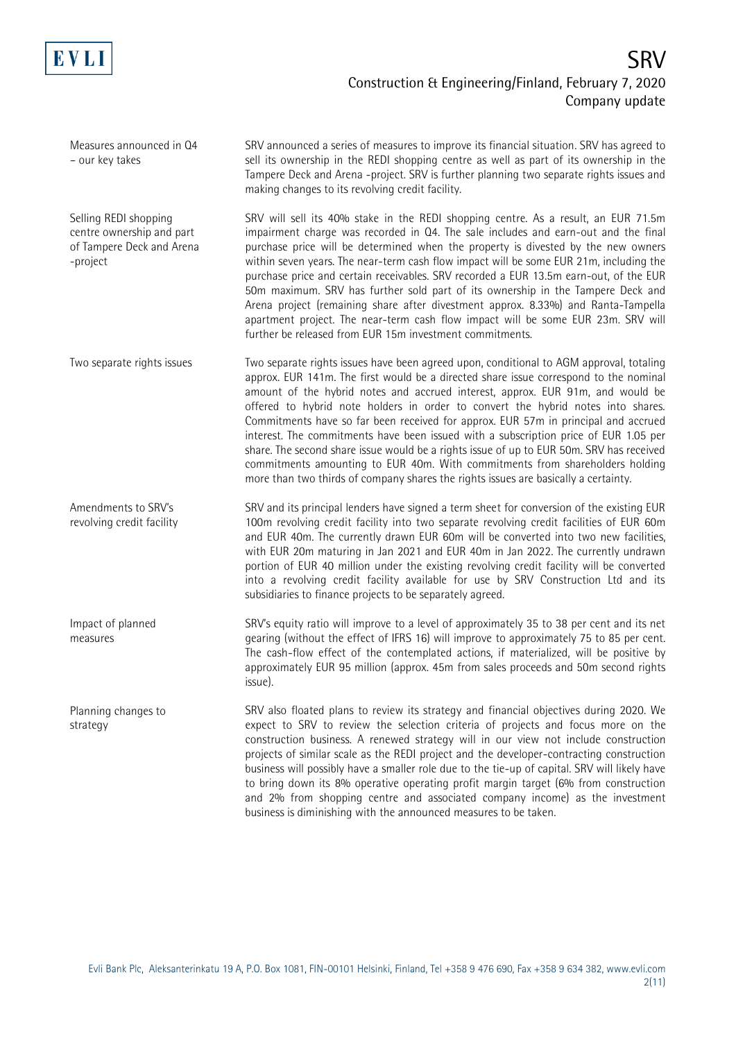### Measures announced in Q4 – our key takes

SRV announced a series of measures to improve its financial situation. SRV has agreed to sell its ownership in the REDI shopping centre as well as part of its ownership in the Tampere Deck and Arena -project. SRV is further planning two separate rights issues and making changes to its revolving credit facility.

### Selling REDI shopping centre ownership and part of Tampere Deck and Arena -project

SRV will sell its 40% stake in the REDI shopping centre. As a result, an EUR 71.5m impairment charge was recorded in Q4. The sale includes and earn-out and the final purchase price will be determined when the property is divested by the new owners within seven years. The near-term cash flow impact will be some EUR 21m, including the purchase price and certain receivables. SRV recorded a EUR 13.5m earn-out, of the EUR 50m maximum. SRV has further sold part of its ownership in the Tampere Deck and Arena project (remaining share after divestment approx. 8.33%) and Ranta-Tampella apartment project. The near-term cash flow impact will be some EUR 23m. SRV will further be released from EUR 15m investment commitments.

### Two separate rights issues

Two separate rights issues have been agreed upon, conditional to AGM approval, totaling approx. EUR 141m. The first would be a directed share issue correspond to the nominal amount of the hybrid notes and accrued interest, approx. EUR 91m, and would be offered to hybrid note holders in order to convert the hybrid notes into shares. Commitments have so far been received for approx. EUR 57m in principal and accrued interest. The commitments have been issued with a subscription price of EUR 1.05 per share. The second share issue would be a rights issue of up to EUR 50m. SRV has received commitments amounting to EUR 40m. With commitments from shareholders holding more than two thirds of company shares the rights issues are basically a certainty.

### Amendments to SRV's revolving credit facility

SRV and its principal lenders have signed a term sheet for conversion of the existing EUR 100m revolving credit facility into two separate revolving credit facilities of EUR 60m and EUR 40m. The currently drawn EUR 60m will be converted into two new facilities, with EUR 20m maturing in Jan 2021 and EUR 40m in Jan 2022. The currently undrawn portion of EUR 40 million under the existing revolving credit facility will be converted into a revolving credit facility available for use by SRV Construction Ltd and its subsidiaries to finance projects to be separately agreed.

### Impact of planned measures

SRV's equity ratio will improve to a level of approximately 35 to 38 per cent and its net gearing (without the effect of IFRS 16) will improve to approximately 75 to 85 per cent. The cash-flow effect of the contemplated actions, if materialized, will be positive by approximately EUR 95 million (approx. 45m from sales proceeds and 50m second rights issue).

### Planning changes to strategy

SRV also floated plans to review its strategy and financial objectives during 2020. We expect to SRV to review the selection criteria of projects and focus more on the construction business. A renewed strategy will in our view not include construction projects of similar scale as the REDI project and the developer-contracting construction business will possibly have a smaller role due to the tie-up of capital. SRV will likely have to bring down its 8% operative operating profit margin target (6% from construction and 2% from shopping centre and associated company income) as the investment business is diminishing with the announced measures to be taken.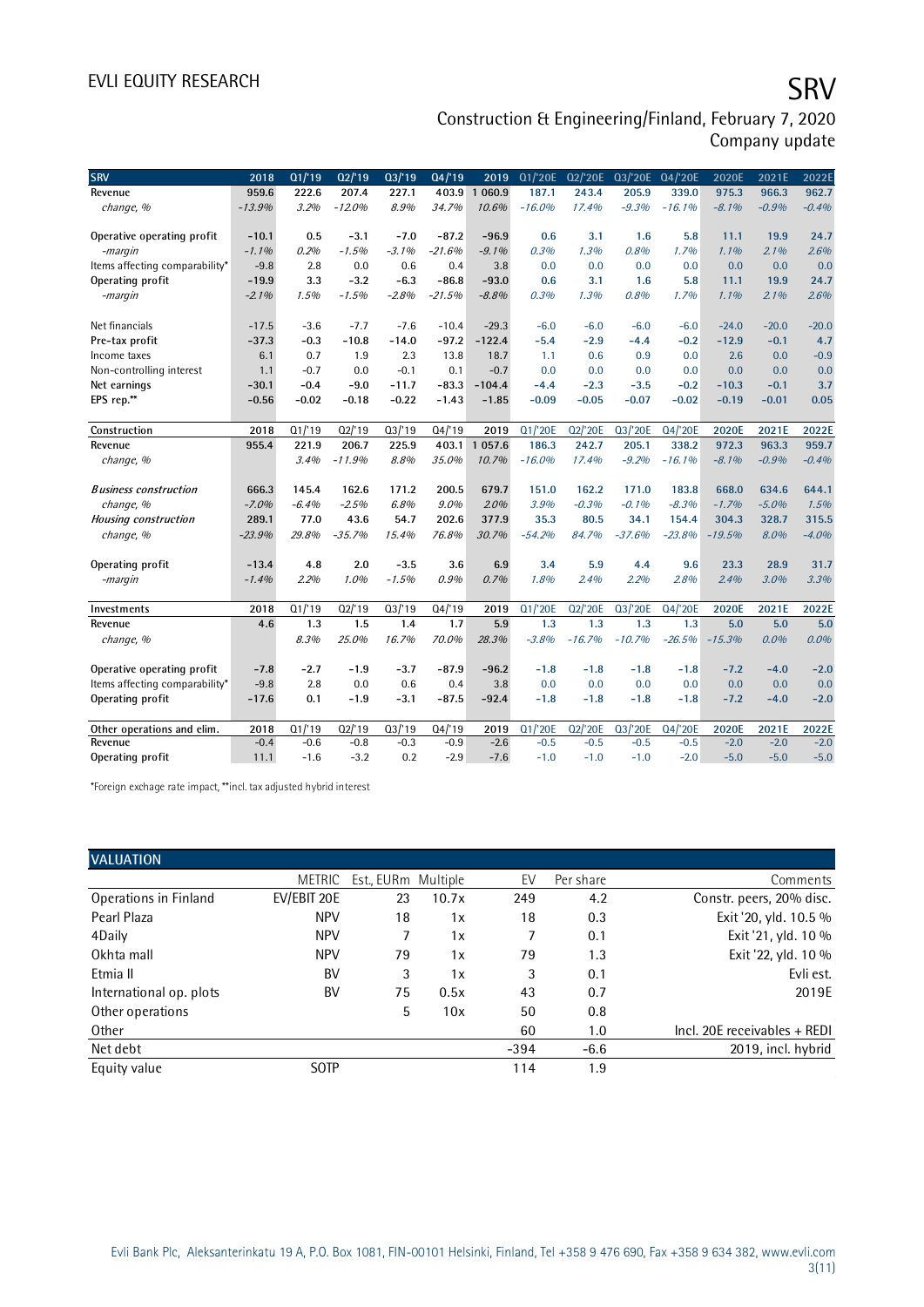| SRV | 2018 | Q1/'19 | Q2/'19 | Q3/'19 | Q4/'19 | 2019 | Q1/'20E | Q2/'20E | Q3/'20E | Q4/'20E | 2020E | 2021E | 2022E |
|---|---|---|---|---|---|---|---|---|---|---|---|---|---|
| **Revenue** | 959.6 | 222.6 | 207.4 | 227.1 | 403.9 | 1 060.9 | 187.1 | 243.4 | 205.9 | 339.0 | 975.3 | 966.3 | 962.7 |
| *change, %* | *-13.9%* | *3.2%* | *-12.0%* | *8.9%* | *34.7%* | *10.6%* | *-16.0%* | *17.4%* | *-9.3%* | *-16.1%* | *-8.1%* | *-0.9%* | *-0.4%* |
| | | | | | | | | | | | | | |
| Operative operating profit | -10.1 | 0.5 | -3.1 | -7.0 | -87.2 | -96.9 | 0.6 | 3.1 | 1.6 | 5.8 | 11.1 | 19.9 | 24.7 |
| *-margin* | *-1.1%* | *0.2%* | *-1.5%* | *-3.1%* | *-21.6%* | *-9.1%* | *0.3%* | *1.3%* | *0.8%* | *1.7%* | *1.1%* | *2.1%* | *2.6%* |
| Items affecting comparability* | -9.8 | 2.8 | 0.0 | 0.6 | 0.4 | 3.8 | 0.0 | 0.0 | 0.0 | 0.0 | 0.0 | 0.0 | 0.0 |
| **Operating profit** | -19.9 | 3.3 | -3.2 | -6.3 | -86.8 | -93.0 | 0.6 | 3.1 | 1.6 | 5.8 | 11.1 | 19.9 | 24.7 |
| *-margin* | *-2.1%* | *1.5%* | *-1.5%* | *-2.8%* | *-21.5%* | *-8.8%* | *0.3%* | *1.3%* | *0.8%* | *1.7%* | *1.1%* | *2.1%* | *2.6%* |
| | | | | | | | | | | | | | |
| Net financials | -17.5 | -3.6 | -7.7 | -7.6 | -10.4 | -29.3 | -6.0 | -6.0 | -6.0 | -6.0 | -24.0 | -20.0 | -20.0 |
| Pre-tax profit | -37.3 | -0.3 | -10.8 | -14.0 | -97.2 | -122.4 | -5.4 | -2.9 | -4.4 | -0.2 | -12.9 | -0.1 | 4.7 |
| Income taxes | 6.1 | 0.7 | 1.9 | 2.3 | 13.8 | 18.7 | 1.1 | 0.6 | 0.9 | 0.0 | 2.6 | 0.0 | -0.9 |
| Non-controlling interest | 1.1 | -0.7 | 0.0 | -0.1 | 0.1 | -0.7 | 0.0 | 0.0 | 0.0 | 0.0 | 0.0 | 0.0 | 0.0 |
| Net earnings | -30.1 | -0.4 | -9.0 | -11.7 | -83.3 | -104.4 | -4.4 | -2.3 | -3.5 | -0.2 | -10.3 | -0.1 | 3.7 |
| **EPS rep.**** | -0.56 | -0.02 | -0.18 | -0.22 | -1.43 | -1.85 | -0.09 | -0.05 | -0.07 | -0.02 | -0.19 | -0.01 | 0.05 |

| Construction | 2018 | Q1/'19 | Q2/'19 | Q3/'19 | Q4/'19 | 2019 | Q1/'20E | Q2/'20E | Q3/'20E | Q4/'20E | 2020E | 2021E | 2022E |
|---|---|---|---|---|---|---|---|---|---|---|---|---|---|
| **Revenue** | 955.4 | 221.9 | 206.7 | 225.9 | 403.1 | 1 057.6 | 186.3 | 242.7 | 205.1 | 338.2 | 972.3 | 963.3 | 959.7 |
| *change, %* | | *3.4%* | *-11.9%* | *8.8%* | *35.0%* | *10.7%* | *-16.0%* | *17.4%* | *-9.2%* | *-16.1%* | *-8.1%* | *-0.9%* | *-0.4%* |
| | | | | | | | | | | | | | |
| ***Business construction*** | 666.3 | 145.4 | 162.6 | 171.2 | 200.5 | 679.7 | 151.0 | 162.2 | 171.0 | 183.8 | 668.0 | 634.6 | 644.1 |
| *change, %* | *-7.0%* | *-6.4%* | *-2.5%* | *6.8%* | *9.0%* | *2.0%* | *3.9%* | *-0.3%* | *-0.1%* | *-8.3%* | *-1.7%* | *-5.0%* | *1.5%* |
| ***Housing construction*** | 289.1 | 77.0 | 43.6 | 54.7 | 202.6 | 377.9 | 35.3 | 80.5 | 34.1 | 154.4 | 304.3 | 328.7 | 315.5 |
| *change, %* | *-23.9%* | *29.8%* | *-35.7%* | *15.4%* | *76.8%* | *30.7%* | *-54.2%* | *84.7%* | *-37.6%* | *-23.8%* | *-19.5%* | *8.0%* | *-4.0%* |
| | | | | | | | | | | | | | |
| **Operating profit** | -13.4 | 4.8 | 2.0 | -3.5 | 3.6 | 6.9 | 3.4 | 5.9 | 4.4 | 9.6 | 23.3 | 28.9 | 31.7 |
| *-margin* | *-1.4%* | *2.2%* | *1.0%* | *-1.5%* | *0.9%* | *0.7%* | *1.8%* | *2.4%* | *2.2%* | *2.8%* | *2.4%* | *3.0%* | *3.3%* |

| Investments | 2018 | Q1/'19 | Q2/'19 | Q3/'19 | Q4/'19 | 2019 | Q1/'20E | Q2/'20E | Q3/'20E | Q4/'20E | 2020E | 2021E | 2022E |
|---|---|---|---|---|---|---|---|---|---|---|---|---|---|
| **Revenue** | 4.6 | 1.3 | 1.5 | 1.4 | 1.7 | 5.9 | 1.3 | 1.3 | 1.3 | 1.3 | 5.0 | 5.0 | 5.0 |
| *change, %* | | *8.3%* | *25.0%* | *16.7%* | *70.0%* | *28.3%* | *-3.8%* | *-16.7%* | *-10.7%* | *-26.5%* | *-15.3%* | *0.0%* | *0.0%* |
| | | | | | | | | | | | | | |
| Operative operating profit | -7.8 | -2.7 | -1.9 | -3.7 | -87.9 | -96.2 | -1.8 | -1.8 | -1.8 | -1.8 | -7.2 | -4.0 | -2.0 |
| Items affecting comparability* | -9.8 | 2.8 | 0.0 | 0.6 | 0.4 | 3.8 | 0.0 | 0.0 | 0.0 | 0.0 | 0.0 | 0.0 | 0.0 |
| **Operating profit** | -17.6 | 0.1 | -1.9 | -3.1 | -87.5 | -92.4 | -1.8 | -1.8 | -1.8 | -1.8 | -7.2 | -4.0 | -2.0 |

| Other operations and elim. | 2018 | Q1/'19 | Q2/'19 | Q3/'19 | Q4/'19 | 2019 | Q1/'20E | Q2/'20E | Q3/'20E | Q4/'20E | 2020E | 2021E | 2022E |
|---|---|---|---|---|---|---|---|---|---|---|---|---|---|
| **Revenue** | -0.4 | -0.6 | -0.8 | -0.3 | -0.9 | -2.6 | -0.5 | -0.5 | -0.5 | -0.5 | -2.0 | -2.0 | -2.0 |
| **Operating profit** | 11.1 | -1.6 | -3.2 | 0.2 | -2.9 | -7.6 | -1.0 | -1.0 | -1.0 | -2.0 | -5.0 | -5.0 | -5.0 |

*Foreign exchange rate impact, **incl. tax adjusted hybrid interest

| VALUATION | METRIC | Est., EURm | Multiple | EV | Per share | Comments |
|---|---|---|---|---|---|---|
| Operations in Finland | EV/EBIT 20E | 23 | 10.7x | 249 | 4.2 | Constr. peers, 20% disc. |
| Pearl Plaza | NPV | 18 | 1x | 18 | 0.3 | Exit '20, yld. 10.5 % |
| 4Daily | NPV | 7 | 1x | 7 | 0.1 | Exit '21, yld. 10 % |
| Okhta mall | NPV | 79 | 1x | 79 | 1.3 | Exit '22, yld. 10 % |
| Etmia II | BV | 3 | 1x | 3 | 0.1 | Evli est. |
| International op. plots | BV | 75 | 0.5x | 43 | 0.7 | 2019E |
| Other operations | | 5 | 10x | 50 | 0.8 | |
| Other | | | | 60 | 1.0 | Incl. 20E receivables + REDI |
| Net debt | | | | -394 | -6.6 | 2019, incl. hybrid |
| Equity value | SOTP | | | 114 | 1.9 | |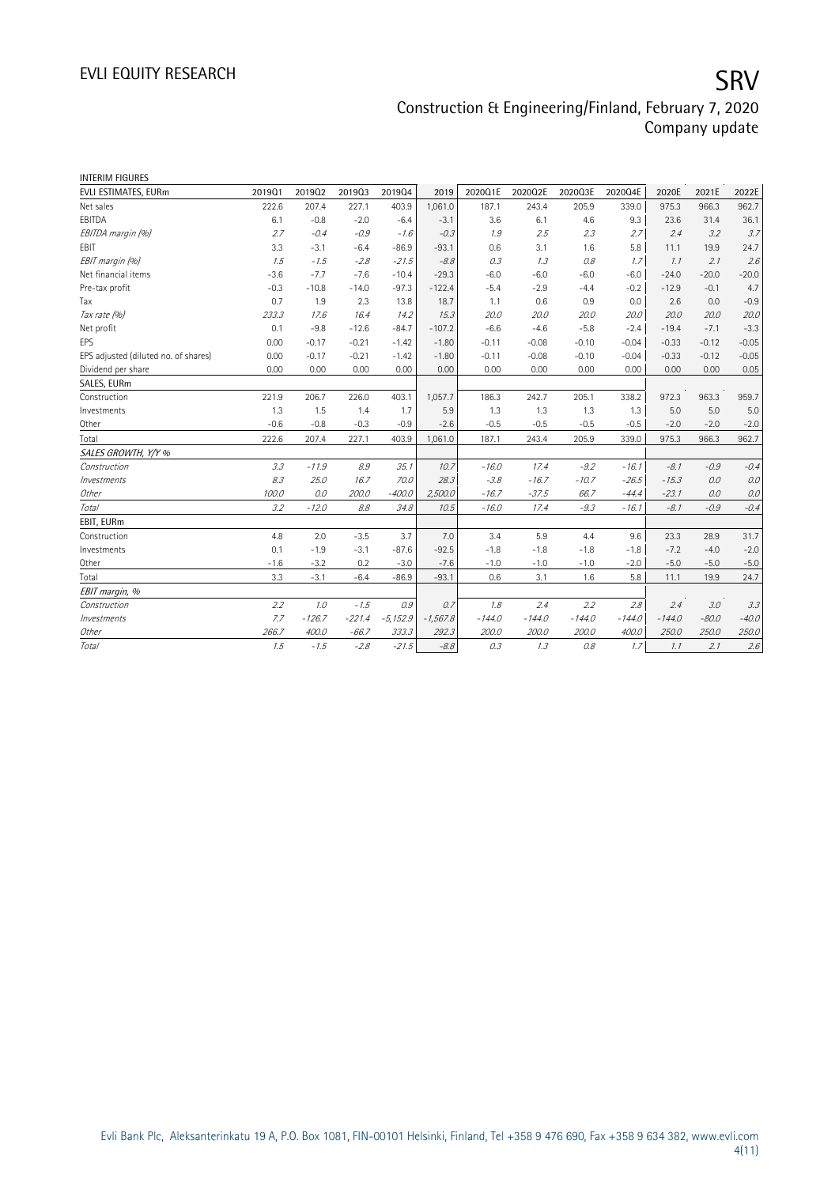INTERIM FIGURES

| EVLI ESTIMATES, EURm | 2019Q1 | 2019Q2 | 2019Q3 | 2019Q4 | 2019 | 2020Q1E | 2020Q2E | 2020Q3E | 2020Q4E | 2020E | 2021E | 2022E |
|---|---|---|---|---|---|---|---|---|---|---|---|---|
| Net sales | 222.6 | 207.4 | 227.1 | 403.9 | 1,061.0 | 187.1 | 243.4 | 205.9 | 339.0 | 975.3 | 966.3 | 962.7 |
| EBITDA | 6.1 | -0.8 | -2.0 | -6.4 | -3.1 | 3.6 | 6.1 | 4.6 | 9.3 | 23.6 | 31.4 | 36.1 |
| *EBITDA margin (%)* | *2.7* | *-0.4* | *-0.9* | *-1.6* | *-0.3* | *1.9* | *2.5* | *2.3* | *2.7* | *2.4* | *3.2* | *3.7* |
| EBIT | 3.3 | -3.1 | -6.4 | -86.9 | -93.1 | 0.6 | 3.1 | 1.6 | 5.8 | 11.1 | 19.9 | 24.7 |
| *EBIT margin (%)* | *1.5* | *-1.5* | *-2.8* | *-21.5* | *-8.8* | *0.3* | *1.3* | *0.8* | *1.7* | *1.1* | *2.1* | *2.6* |
| Net financial items | -3.6 | -7.7 | -7.6 | -10.4 | -29.3 | -6.0 | -6.0 | -6.0 | -6.0 | -24.0 | -20.0 | -20.0 |
| Pre-tax profit | -0.3 | -10.8 | -14.0 | -97.3 | -122.4 | -5.4 | -2.9 | -4.4 | -0.2 | -12.9 | -0.1 | 4.7 |
| Tax | 0.7 | 1.9 | 2.3 | 13.8 | 18.7 | 1.1 | 0.6 | 0.9 | 0.0 | 2.6 | 0.0 | -0.9 |
| *Tax rate (%)* | *233.3* | *17.6* | *16.4* | *14.2* | *15.3* | *20.0* | *20.0* | *20.0* | *20.0* | *20.0* | *20.0* | *20.0* |
| Net profit | 0.1 | -9.8 | -12.6 | -84.7 | -107.2 | -6.6 | -4.6 | -5.8 | -2.4 | -19.4 | -7.1 | -3.3 |
| EPS | 0.00 | -0.17 | -0.21 | -1.42 | -1.80 | -0.11 | -0.08 | -0.10 | -0.04 | -0.33 | -0.12 | -0.05 |
| EPS adjusted (diluted no. of shares) | 0.00 | -0.17 | -0.21 | -1.42 | -1.80 | -0.11 | -0.08 | -0.10 | -0.04 | -0.33 | -0.12 | -0.05 |
| Dividend per share | 0.00 | 0.00 | 0.00 | 0.00 | 0.00 | 0.00 | 0.00 | 0.00 | 0.00 | 0.00 | 0.00 | 0.05 |
| SALES, EURm | | | | | | | | | | | | |
| Construction | 221.9 | 206.7 | 226.0 | 403.1 | 1,057.7 | 186.3 | 242.7 | 205.1 | 338.2 | 972.3 | 963.3 | 959.7 |
| Investments | 1.3 | 1.5 | 1.4 | 1.7 | 5.9 | 1.3 | 1.3 | 1.3 | 1.3 | 5.0 | 5.0 | 5.0 |
| Other | -0.6 | -0.8 | -0.3 | -0.9 | -2.6 | -0.5 | -0.5 | -0.5 | -0.5 | -2.0 | -2.0 | -2.0 |
| Total | 222.6 | 207.4 | 227.1 | 403.9 | 1,061.0 | 187.1 | 243.4 | 205.9 | 339.0 | 975.3 | 966.3 | 962.7 |
| *SALES GROWTH, Y/Y %* | | | | | | | | | | | | |
| *Construction* | *3.3* | *-11.9* | *8.9* | *35.1* | *10.7* | *-16.0* | *17.4* | *-9.2* | *-16.1* | *-8.1* | *-0.9* | *-0.4* |
| *Investments* | *8.3* | *25.0* | *16.7* | *70.0* | *28.3* | *-3.8* | *-16.7* | *-10.7* | *-26.5* | *-15.3* | *0.0* | *0.0* |
| *Other* | *100.0* | *0.0* | *200.0* | *-400.0* | *2,500.0* | *-16.7* | *-37.5* | *66.7* | *-44.4* | *-23.1* | *0.0* | *0.0* |
| *Total* | *3.2* | *-12.0* | *8.8* | *34.8* | *10.5* | *-16.0* | *17.4* | *-9.3* | *-16.1* | *-8.1* | *-0.9* | *-0.4* |
| EBIT, EURm | | | | | | | | | | | | |
| Construction | 4.8 | 2.0 | -3.5 | 3.7 | 7.0 | 3.4 | 5.9 | 4.4 | 9.6 | 23.3 | 28.9 | 31.7 |
| Investments | 0.1 | -1.9 | -3.1 | -87.6 | -92.5 | -1.8 | -1.8 | -1.8 | -1.8 | -7.2 | -4.0 | -2.0 |
| Other | -1.6 | -3.2 | 0.2 | -3.0 | -7.6 | -1.0 | -1.0 | -1.0 | -2.0 | -5.0 | -5.0 | -5.0 |
| Total | 3.3 | -3.1 | -6.4 | -86.9 | -93.1 | 0.6 | 3.1 | 1.6 | 5.8 | 11.1 | 19.9 | 24.7 |
| *EBIT margin, %* | | | | | | | | | | | | |
| *Construction* | *2.2* | *1.0* | *-1.5* | *0.9* | *0.7* | *1.8* | *2.4* | *2.2* | *2.8* | *2.4* | *3.0* | *3.3* |
| *Investments* | *7.7* | *-126.7* | *-221.4* | *-5,152.9* | *-1,567.8* | *-144.0* | *-144.0* | *-144.0* | *-144.0* | *-144.0* | *-80.0* | *-40.0* |
| *Other* | *266.7* | *400.0* | *-66.7* | *333.3* | *292.3* | *200.0* | *200.0* | *200.0* | *400.0* | *250.0* | *250.0* | *250.0* |
| *Total* | *1.5* | *-1.5* | *-2.8* | *-21.5* | *-8.8* | *0.3* | *1.3* | *0.8* | *1.7* | *1.1* | *2.1* | *2.6* |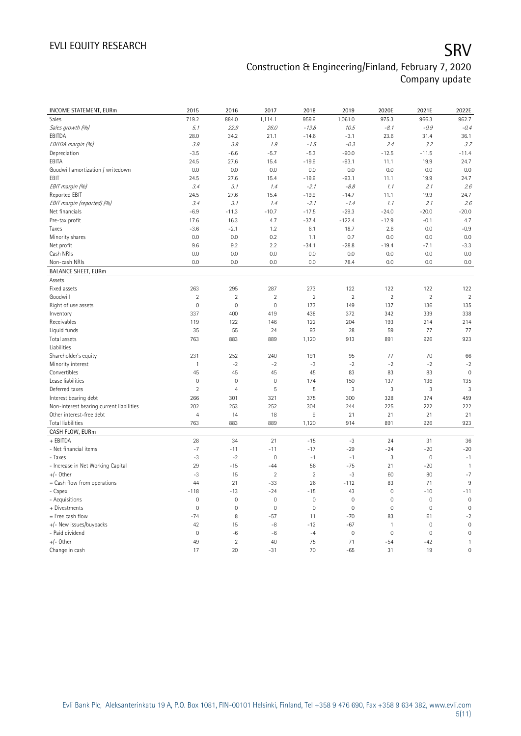| INCOME STATEMENT, EURm | 2015 | 2016 | 2017 | 2018 | 2019 | 2020E | 2021E | 2022E |
|---|---|---|---|---|---|---|---|---|
| Sales | 719.2 | 884.0 | 1,114.1 | 959.9 | 1,061.0 | 975.3 | 966.3 | 962.7 |
| *Sales growth (%)* | *5.1* | *22.9* | *26.0* | *-13.8* | *10.5* | *-8.1* | *-0.9* | *-0.4* |
| EBITDA | 28.0 | 34.2 | 21.1 | -14.6 | -3.1 | 23.6 | 31.4 | 36.1 |
| *EBITDA margin (%)* | *3.9* | *3.9* | *1.9* | *-1.5* | *-0.3* | *2.4* | *3.2* | *3.7* |
| Depreciation | -3.5 | -6.6 | -5.7 | -5.3 | -90.0 | -12.5 | -11.5 | -11.4 |
| EBITA | 24.5 | 27.6 | 15.4 | -19.9 | -93.1 | 11.1 | 19.9 | 24.7 |
| Goodwill amortization / writedown | 0.0 | 0.0 | 0.0 | 0.0 | 0.0 | 0.0 | 0.0 | 0.0 |
| EBIT | 24.5 | 27.6 | 15.4 | -19.9 | -93.1 | 11.1 | 19.9 | 24.7 |
| *EBIT margin (%)* | *3.4* | *3.1* | *1.4* | *-2.1* | *-8.8* | *1.1* | *2.1* | *2.6* |
| Reported EBIT | 24.5 | 27.6 | 15.4 | -19.9 | -14.7 | 11.1 | 19.9 | 24.7 |
| *EBIT margin (reported) (%)* | *3.4* | *3.1* | *1.4* | *-2.1* | *-1.4* | *1.1* | *2.1* | *2.6* |
| Net financials | -6.9 | -11.3 | -10.7 | -17.5 | -29.3 | -24.0 | -20.0 | -20.0 |
| Pre-tax profit | 17.6 | 16.3 | 4.7 | -37.4 | -122.4 | -12.9 | -0.1 | 4.7 |
| Taxes | -3.6 | -2.1 | 1.2 | 6.1 | 18.7 | 2.6 | 0.0 | -0.9 |
| Minority shares | 0.0 | 0.0 | 0.2 | 1.1 | 0.7 | 0.0 | 0.0 | 0.0 |
| Net profit | 9.6 | 9.2 | 2.2 | -34.1 | -28.8 | -19.4 | -7.1 | -3.3 |
| Cash NRIs | 0.0 | 0.0 | 0.0 | 0.0 | 0.0 | 0.0 | 0.0 | 0.0 |
| Non-cash NRIs | 0.0 | 0.0 | 0.0 | 0.0 | 78.4 | 0.0 | 0.0 | 0.0 |
| **BALANCE SHEET, EURm** | | | | | | | | |
| Assets | | | | | | | | |
| Fixed assets | 263 | 295 | 287 | 273 | 122 | 122 | 122 | 122 |
| Goodwill | 2 | 2 | 2 | 2 | 2 | 2 | 2 | 2 |
| Right of use assets | 0 | 0 | 0 | 173 | 149 | 137 | 136 | 135 |
| Inventory | 337 | 400 | 419 | 438 | 372 | 342 | 339 | 338 |
| Receivables | 119 | 122 | 146 | 122 | 204 | 193 | 214 | 214 |
| Liquid funds | 35 | 55 | 24 | 93 | 28 | 59 | 77 | 77 |
| Total assets | 763 | 883 | 889 | 1,120 | 913 | 891 | 926 | 923 |
| Liabilities | | | | | | | | |
| Shareholder's equity | 231 | 252 | 240 | 191 | 95 | 77 | 70 | 66 |
| Minority interest | 1 | -2 | -2 | -3 | -2 | -2 | -2 | -2 |
| Convertibles | 45 | 45 | 45 | 45 | 83 | 83 | 83 | 0 |
| Lease liabilities | 0 | 0 | 0 | 174 | 150 | 137 | 136 | 135 |
| Deferred taxes | 2 | 4 | 5 | 5 | 3 | 3 | 3 | 3 |
| Interest bearing debt | 266 | 301 | 321 | 375 | 300 | 328 | 374 | 459 |
| Non-interest bearing current liabilities | 202 | 253 | 252 | 304 | 244 | 225 | 222 | 222 |
| Other interest-free debt | 4 | 14 | 18 | 9 | 21 | 21 | 21 | 21 |
| Total liabilities | 763 | 883 | 889 | 1,120 | 914 | 891 | 926 | 923 |
| **CASH FLOW, EURm** | | | | | | | | |
| + EBITDA | 28 | 34 | 21 | -15 | -3 | 24 | 31 | 36 |
| - Net financial items | -7 | -11 | -11 | -17 | -29 | -24 | -20 | -20 |
| - Taxes | -3 | -2 | 0 | -1 | -1 | 3 | 0 | -1 |
| - Increase in Net Working Capital | 29 | -15 | -44 | 56 | -75 | 21 | -20 | 1 |
| +/- Other | -3 | 15 | 2 | 2 | -3 | 60 | 80 | -7 |
| = Cash flow from operations | 44 | 21 | -33 | 26 | -112 | 83 | 71 | 9 |
| - Capex | -118 | -13 | -24 | -15 | 43 | 0 | -10 | -11 |
| - Acquisitions | 0 | 0 | 0 | 0 | 0 | 0 | 0 | 0 |
| + Divestments | 0 | 0 | 0 | 0 | 0 | 0 | 0 | 0 |
| = Free cash flow | -74 | 8 | -57 | 11 | -70 | 83 | 61 | -2 |
| +/- New issues/buybacks | 42 | 15 | -8 | -12 | -67 | 1 | 0 | 0 |
| - Paid dividend | 0 | -6 | -6 | -4 | 0 | 0 | 0 | 0 |
| +/- Other | 49 | 2 | 40 | 75 | 71 | -54 | -42 | 1 |
| Change in cash | 17 | 20 | -31 | 70 | -65 | 31 | 19 | 0 |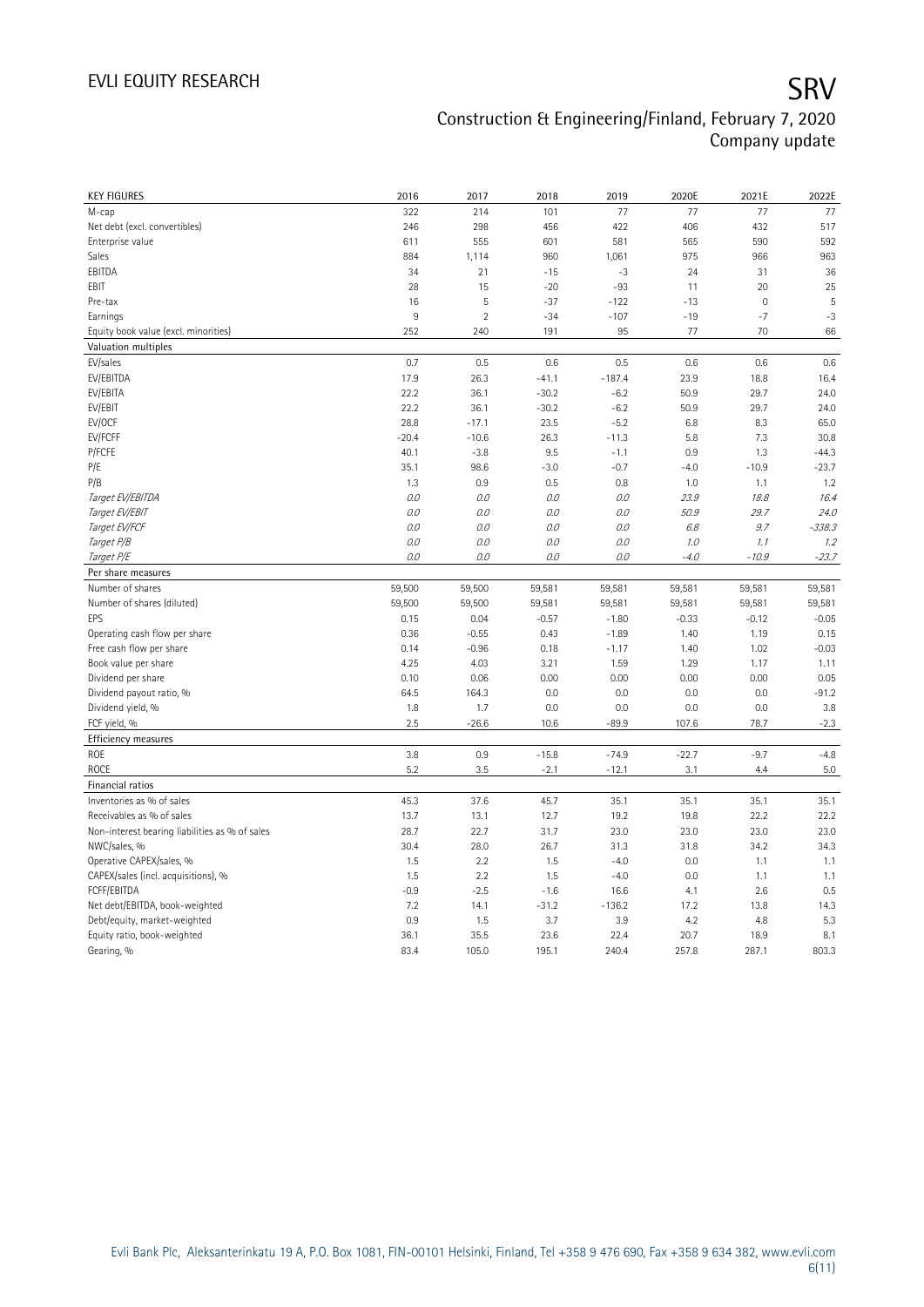| KEY FIGURES | 2016 | 2017 | 2018 | 2019 | 2020E | 2021E | 2022E |
|---|---|---|---|---|---|---|---|
| M-cap | 322 | 214 | 101 | 77 | 77 | 77 | 77 |
| Net debt (excl. convertibles) | 246 | 298 | 456 | 422 | 406 | 432 | 517 |
| Enterprise value | 611 | 555 | 601 | 581 | 565 | 590 | 592 |
| Sales | 884 | 1,114 | 960 | 1,061 | 975 | 966 | 963 |
| EBITDA | 34 | 21 | -15 | -3 | 24 | 31 | 36 |
| EBIT | 28 | 15 | -20 | -93 | 11 | 20 | 25 |
| Pre-tax | 16 | 5 | -37 | -122 | -13 | 0 | 5 |
| Earnings | 9 | 2 | -34 | -107 | -19 | -7 | -3 |
| Equity book value (excl. minorities) | 252 | 240 | 191 | 95 | 77 | 70 | 66 |
| **Valuation multiples** | | | | | | | |
| EV/sales | 0.7 | 0.5 | 0.6 | 0.5 | 0.6 | 0.6 | 0.6 |
| EV/EBITDA | 17.9 | 26.3 | -41.1 | -187.4 | 23.9 | 18.8 | 16.4 |
| EV/EBITA | 22.2 | 36.1 | -30.2 | -6.2 | 50.9 | 29.7 | 24.0 |
| EV/EBIT | 22.2 | 36.1 | -30.2 | -6.2 | 50.9 | 29.7 | 24.0 |
| EV/OCF | 28.8 | -17.1 | 23.5 | -5.2 | 6.8 | 8.3 | 65.0 |
| EV/FCFF | -20.4 | -10.6 | 26.3 | -11.3 | 5.8 | 7.3 | 30.8 |
| P/FCFE | 40.1 | -3.8 | 9.5 | -1.1 | 0.9 | 1.3 | -44.3 |
| P/E | 35.1 | 98.6 | -3.0 | -0.7 | -4.0 | -10.9 | -23.7 |
| P/B | 1.3 | 0.9 | 0.5 | 0.8 | 1.0 | 1.1 | 1.2 |
| *Target EV/EBITDA* | *0.0* | *0.0* | *0.0* | *0.0* | *23.9* | *18.8* | *16.4* |
| *Target EV/EBIT* | *0.0* | *0.0* | *0.0* | *0.0* | *50.9* | *29.7* | *24.0* |
| *Target EV/FCF* | *0.0* | *0.0* | *0.0* | *0.0* | *6.8* | *9.7* | *-338.3* |
| *Target P/B* | *0.0* | *0.0* | *0.0* | *0.0* | *1.0* | *1.1* | *1.2* |
| *Target P/E* | *0.0* | *0.0* | *0.0* | *0.0* | *-4.0* | *-10.9* | *-23.7* |
| **Per share measures** | | | | | | | |
| Number of shares | 59,500 | 59,500 | 59,581 | 59,581 | 59,581 | 59,581 | 59,581 |
| Number of shares (diluted) | 59,500 | 59,500 | 59,581 | 59,581 | 59,581 | 59,581 | 59,581 |
| EPS | 0.15 | 0.04 | -0.57 | -1.80 | -0.33 | -0.12 | -0.05 |
| Operating cash flow per share | 0.36 | -0.55 | 0.43 | -1.89 | 1.40 | 1.19 | 0.15 |
| Free cash flow per share | 0.14 | -0.96 | 0.18 | -1.17 | 1.40 | 1.02 | -0.03 |
| Book value per share | 4.25 | 4.03 | 3.21 | 1.59 | 1.29 | 1.17 | 1.11 |
| Dividend per share | 0.10 | 0.06 | 0.00 | 0.00 | 0.00 | 0.00 | 0.05 |
| Dividend payout ratio, % | 64.5 | 164.3 | 0.0 | 0.0 | 0.0 | 0.0 | -91.2 |
| Dividend yield, % | 1.8 | 1.7 | 0.0 | 0.0 | 0.0 | 0.0 | 3.8 |
| FCF yield, % | 2.5 | -26.6 | 10.6 | -89.9 | 107.6 | 78.7 | -2.3 |
| **Efficiency measures** | | | | | | | |
| ROE | 3.8 | 0.9 | -15.8 | -74.9 | -22.7 | -9.7 | -4.8 |
| ROCE | 5.2 | 3.5 | -2.1 | -12.1 | 3.1 | 4.4 | 5.0 |
| **Financial ratios** | | | | | | | |
| Inventories as % of sales | 45.3 | 37.6 | 45.7 | 35.1 | 35.1 | 35.1 | 35.1 |
| Receivables as % of sales | 13.7 | 13.1 | 12.7 | 19.2 | 19.8 | 22.2 | 22.2 |
| Non-interest bearing liabilities as % of sales | 28.7 | 22.7 | 31.7 | 23.0 | 23.0 | 23.0 | 23.0 |
| NWC/sales, % | 30.4 | 28.0 | 26.7 | 31.3 | 31.8 | 34.2 | 34.3 |
| Operative CAPEX/sales, % | 1.5 | 2.2 | 1.5 | -4.0 | 0.0 | 1.1 | 1.1 |
| CAPEX/sales (incl. acquisitions), % | 1.5 | 2.2 | 1.5 | -4.0 | 0.0 | 1.1 | 1.1 |
| FCFF/EBITDA | -0.9 | -2.5 | -1.6 | 16.6 | 4.1 | 2.6 | 0.5 |
| Net debt/EBITDA, book-weighted | 7.2 | 14.1 | -31.2 | -136.2 | 17.2 | 13.8 | 14.3 |
| Debt/equity, market-weighted | 0.9 | 1.5 | 3.7 | 3.9 | 4.2 | 4.8 | 5.3 |
| Equity ratio, book-weighted | 36.1 | 35.5 | 23.6 | 22.4 | 20.7 | 18.9 | 8.1 |
| Gearing, % | 83.4 | 105.0 | 195.1 | 240.4 | 257.8 | 287.1 | 803.3 |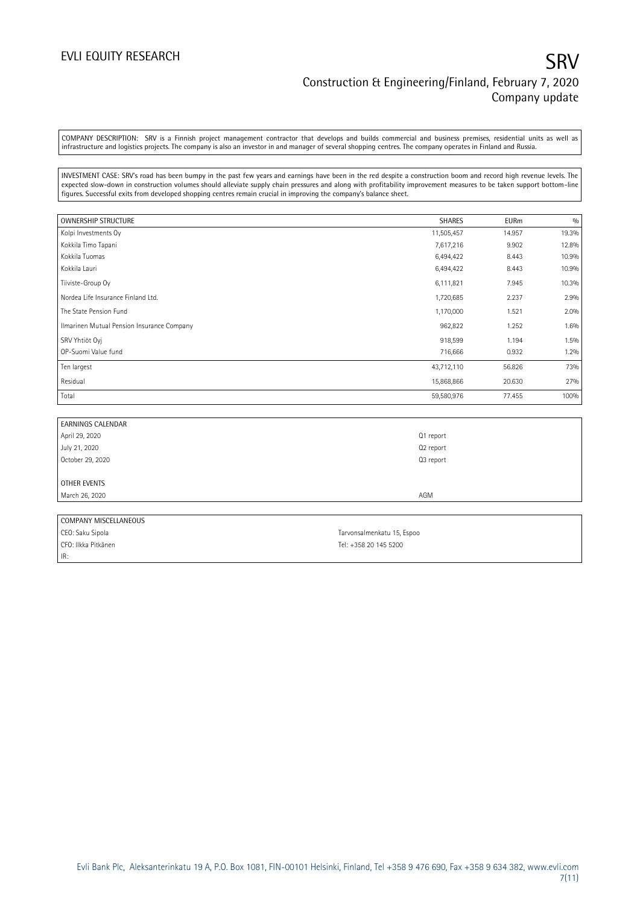COMPANY DESCRIPTION: SRV is a Finnish project management contractor that develops and builds commercial and business premises, residential units as well as infrastructure and logistics projects. The company is also an investor in and manager of several shopping centres. The company operates in Finland and Russia.

INVESTMENT CASE: SRV's road has been bumpy in the past few years and earnings have been in the red despite a construction boom and record high revenue levels. The expected slow-down in construction volumes should alleviate supply chain pressures and along with profitability improvement measures to be taken support bottom-line figures. Successful exits from developed shopping centres remain crucial in improving the company's balance sheet.

| OWNERSHIP STRUCTURE | SHARES | EURm | % |
|---|---|---|---|
| Kolpi Investments Oy | 11,505,457 | 14.957 | 19.3% |
| Kokkila Timo Tapani | 7,617,216 | 9.902 | 12.8% |
| Kokkila Tuomas | 6,494,422 | 8.443 | 10.9% |
| Kokkila Lauri | 6,494,422 | 8.443 | 10.9% |
| Tiiviste-Group Oy | 6,111,821 | 7.945 | 10.3% |
| Nordea Life Insurance Finland Ltd. | 1,720,685 | 2.237 | 2.9% |
| The State Pension Fund | 1,170,000 | 1.521 | 2.0% |
| Ilmarinen Mutual Pension Insurance Company | 962,822 | 1.252 | 1.6% |
| SRV Yhtiöt Oyj | 918,599 | 1.194 | 1.5% |
| OP-Suomi Value fund | 716,666 | 0.932 | 1.2% |
| Ten largest | 43,712,110 | 56.826 | 73% |
| Residual | 15,868,866 | 20.630 | 27% |
| Total | 59,580,976 | 77.455 | 100% |

| EARNINGS CALENDAR | |
|---|---|
| April 29, 2020 | Q1 report |
| July 21, 2020 | Q2 report |
| October 29, 2020 | Q3 report |
| | |
| OTHER EVENTS | |
| March 26, 2020 | AGM |

| COMPANY MISCELLANEOUS | |
|---|---|
| CEO: Saku Sipola | Tarvonsalmenkatu 15, Espoo |
| CFO: Ilkka Pitkänen | Tel: +358 20 145 5200 |
| IR: | |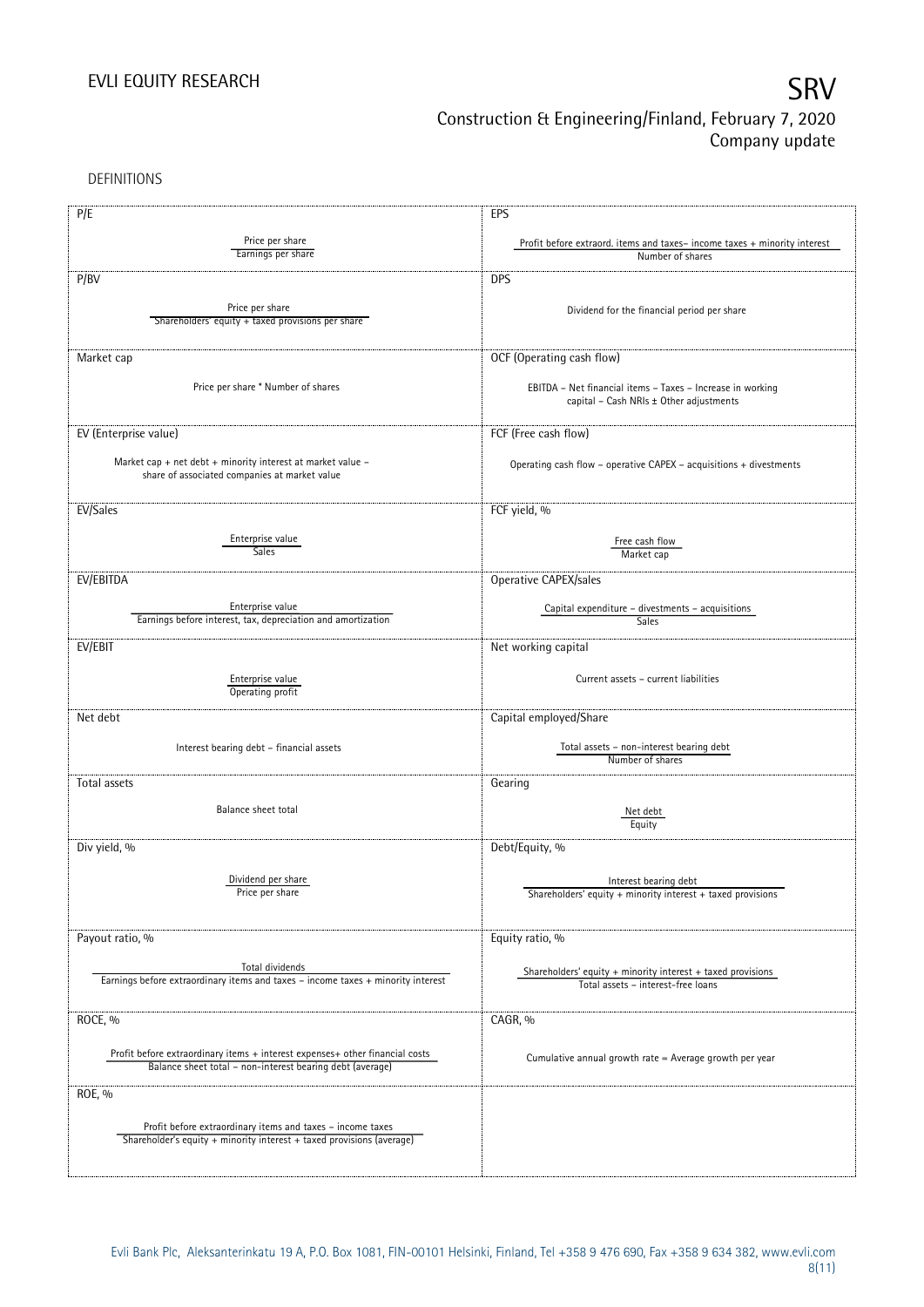DEFINITIONS

| | |
|---|---|
| **P/E**<br><br>Price per share / Earnings per share | **EPS**<br><br>Profit before extraord. items and taxes– income taxes + minority interest / Number of shares |
| **P/BV**<br><br>Price per share / Shareholders' equity + taxed provisions per share | **DPS**<br><br>Dividend for the financial period per share |
| **Market cap**<br><br>Price per share * Number of shares | **OCF (Operating cash flow)**<br><br>EBITDA – Net financial items – Taxes – Increase in working capital – Cash NRIs ± Other adjustments |
| **EV (Enterprise value)**<br><br>Market cap + net debt + minority interest at market value – share of associated companies at market value | **FCF (Free cash flow)**<br><br>Operating cash flow – operative CAPEX – acquisitions + divestments |
| **EV/Sales**<br><br>Enterprise value / Sales | **FCF yield, %**<br><br>Free cash flow / Market cap |
| **EV/EBITDA**<br><br>Enterprise value / Earnings before interest, tax, depreciation and amortization | **Operative CAPEX/sales**<br><br>Capital expenditure – divestments – acquisitions / Sales |
| **EV/EBIT**<br><br>Enterprise value / Operating profit | **Net working capital**<br><br>Current assets – current liabilities |
| **Net debt**<br><br>Interest bearing debt – financial assets | **Capital employed/Share**<br><br>Total assets – non-interest bearing debt / Number of shares |
| **Total assets**<br><br>Balance sheet total | **Gearing**<br><br>Net debt / Equity |
| **Div yield, %**<br><br>Dividend per share / Price per share | **Debt/Equity, %**<br><br>Interest bearing debt / Shareholders' equity + minority interest + taxed provisions |
| **Payout ratio, %**<br><br>Total dividends / Earnings before extraordinary items and taxes – income taxes + minority interest | **Equity ratio, %**<br><br>Shareholders' equity + minority interest + taxed provisions / Total assets – interest-free loans |
| **ROCE, %**<br><br>Profit before extraordinary items + interest expenses+ other financial costs / Balance sheet total – non-interest bearing debt (average) | **CAGR, %**<br><br>Cumulative annual growth rate = Average growth per year |
| **ROE, %**<br><br>Profit before extraordinary items and taxes – income taxes / Shareholder's equity + minority interest + taxed provisions (average) | |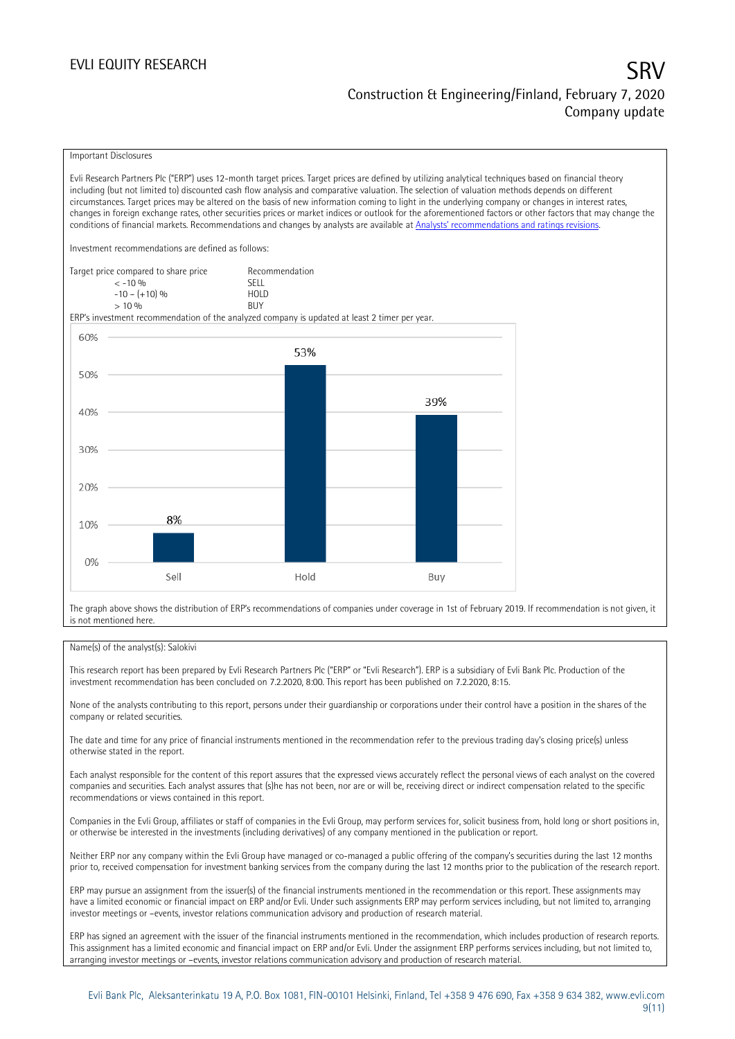Important Disclosures

Evli Research Partners Plc ("ERP") uses 12-month target prices. Target prices are defined by utilizing analytical techniques based on financial theory including (but not limited to) discounted cash flow analysis and comparative valuation. The selection of valuation methods depends on different circumstances. Target prices may be altered on the basis of new information coming to light in the underlying company or changes in interest rates, changes in foreign exchange rates, other securities prices or market indices or outlook for the aforementioned factors or other factors that may change the conditions of financial markets. Recommendations and changes by analysts are available at [Analysts' recommendations and ratings revisions](#).

Investment recommendations are defined as follows:

| Target price compared to share price | Recommendation |
|---|---|
| < -10 % | SELL |
| -10 – (+10) % | HOLD |
| > 10 % | BUY |

ERP's investment recommendation of the analyzed company is updated at least 2 timer per year.

| | Sell | Hold | Buy |
|---|---|---|---|
| Share of recommendations | 8% | 53% | 39% |

The graph above shows the distribution of ERP's recommendations of companies under coverage in 1st of February 2019. If recommendation is not given, it is not mentioned here.

Name(s) of the analyst(s): Salokivi

This research report has been prepared by Evli Research Partners Plc ("ERP" or "Evli Research"). ERP is a subsidiary of Evli Bank Plc. Production of the investment recommendation has been concluded on 7.2.2020, 8:00. This report has been published on 7.2.2020, 8:15.

None of the analysts contributing to this report, persons under their guardianship or corporations under their control have a position in the shares of the company or related securities.

The date and time for any price of financial instruments mentioned in the recommendation refer to the previous trading day's closing price(s) unless otherwise stated in the report.

Each analyst responsible for the content of this report assures that the expressed views accurately reflect the personal views of each analyst on the covered companies and securities. Each analyst assures that (s)he has not been, nor are or will be, receiving direct or indirect compensation related to the specific recommendations or views contained in this report.

Companies in the Evli Group, affiliates or staff of companies in the Evli Group, may perform services for, solicit business from, hold long or short positions in, or otherwise be interested in the investments (including derivatives) of any company mentioned in the publication or report.

Neither ERP nor any company within the Evli Group have managed or co-managed a public offering of the company's securities during the last 12 months prior to, received compensation for investment banking services from the company during the last 12 months prior to the publication of the research report.

ERP may pursue an assignment from the issuer(s) of the financial instruments mentioned in the recommendation or this report. These assignments may have a limited economic or financial impact on ERP and/or Evli. Under such assignments ERP may perform services including, but not limited to, arranging investor meetings or –events, investor relations communication advisory and production of research material.

ERP has signed an agreement with the issuer of the financial instruments mentioned in the recommendation, which includes production of research reports. This assignment has a limited economic and financial impact on ERP and/or Evli. Under the assignment ERP performs services including, but not limited to, arranging investor meetings or –events, investor relations communication advisory and production of research material.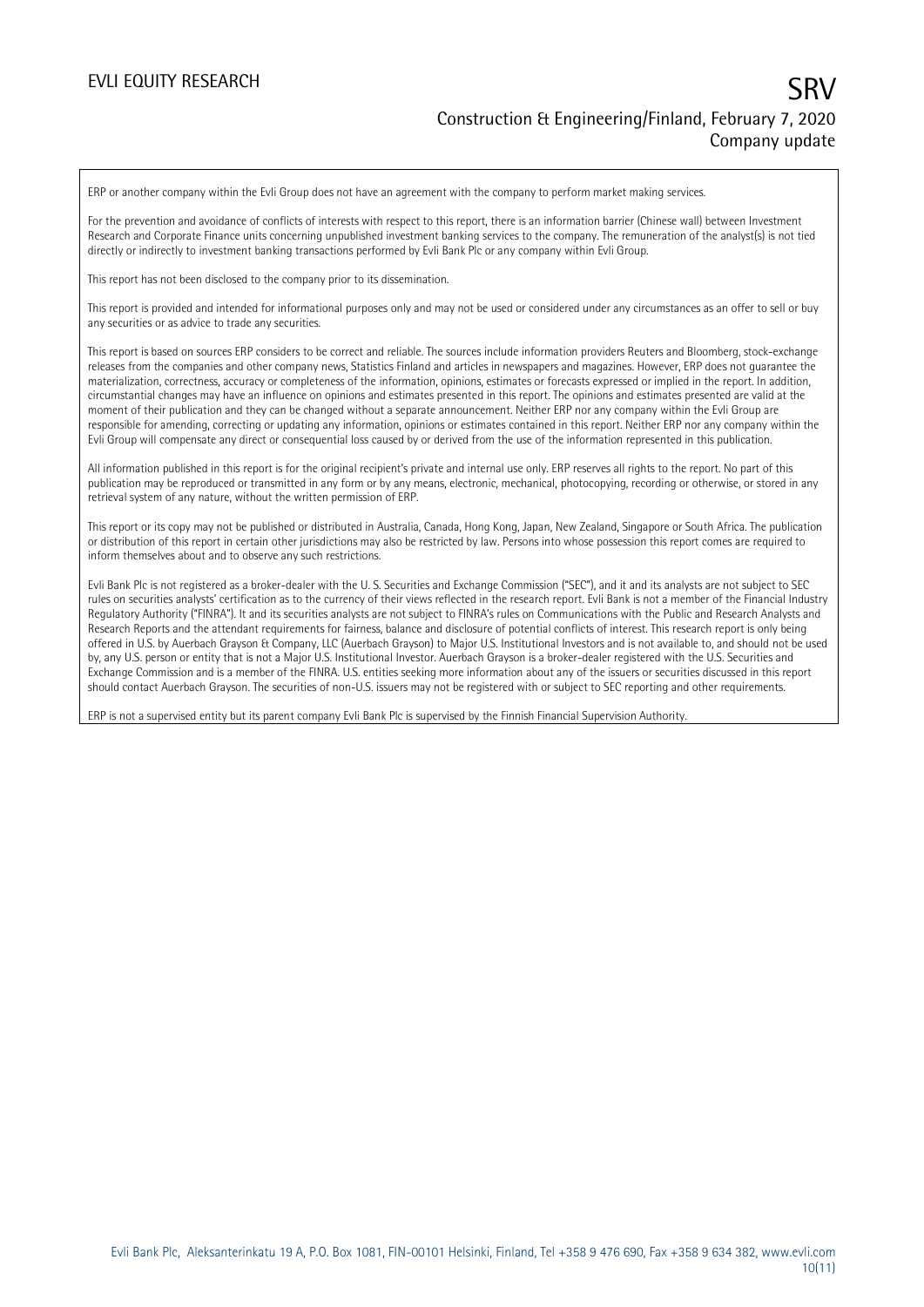ERP or another company within the Evli Group does not have an agreement with the company to perform market making services.

For the prevention and avoidance of conflicts of interests with respect to this report, there is an information barrier (Chinese wall) between Investment Research and Corporate Finance units concerning unpublished investment banking services to the company. The remuneration of the analyst(s) is not tied directly or indirectly to investment banking transactions performed by Evli Bank Plc or any company within Evli Group.

This report has not been disclosed to the company prior to its dissemination.

This report is provided and intended for informational purposes only and may not be used or considered under any circumstances as an offer to sell or buy any securities or as advice to trade any securities.

This report is based on sources ERP considers to be correct and reliable. The sources include information providers Reuters and Bloomberg, stock-exchange releases from the companies and other company news, Statistics Finland and articles in newspapers and magazines. However, ERP does not guarantee the materialization, correctness, accuracy or completeness of the information, opinions, estimates or forecasts expressed or implied in the report. In addition, circumstantial changes may have an influence on opinions and estimates presented in this report. The opinions and estimates presented are valid at the moment of their publication and they can be changed without a separate announcement. Neither ERP nor any company within the Evli Group are responsible for amending, correcting or updating any information, opinions or estimates contained in this report. Neither ERP nor any company within the Evli Group will compensate any direct or consequential loss caused by or derived from the use of the information represented in this publication.

All information published in this report is for the original recipient's private and internal use only. ERP reserves all rights to the report. No part of this publication may be reproduced or transmitted in any form or by any means, electronic, mechanical, photocopying, recording or otherwise, or stored in any retrieval system of any nature, without the written permission of ERP.

This report or its copy may not be published or distributed in Australia, Canada, Hong Kong, Japan, New Zealand, Singapore or South Africa. The publication or distribution of this report in certain other jurisdictions may also be restricted by law. Persons into whose possession this report comes are required to inform themselves about and to observe any such restrictions.

Evli Bank Plc is not registered as a broker-dealer with the U. S. Securities and Exchange Commission ("SEC"), and it and its analysts are not subject to SEC rules on securities analysts' certification as to the currency of their views reflected in the research report. Evli Bank is not a member of the Financial Industry Regulatory Authority ("FINRA"). It and its securities analysts are not subject to FINRA's rules on Communications with the Public and Research Analysts and Research Reports and the attendant requirements for fairness, balance and disclosure of potential conflicts of interest. This research report is only being offered in U.S. by Auerbach Grayson & Company, LLC (Auerbach Grayson) to Major U.S. Institutional Investors and is not available to, and should not be used by, any U.S. person or entity that is not a Major U.S. Institutional Investor. Auerbach Grayson is a broker-dealer registered with the U.S. Securities and Exchange Commission and is a member of the FINRA. U.S. entities seeking more information about any of the issuers or securities discussed in this report should contact Auerbach Grayson. The securities of non-U.S. issuers may not be registered with or subject to SEC reporting and other requirements.

ERP is not a supervised entity but its parent company Evli Bank Plc is supervised by the Finnish Financial Supervision Authority.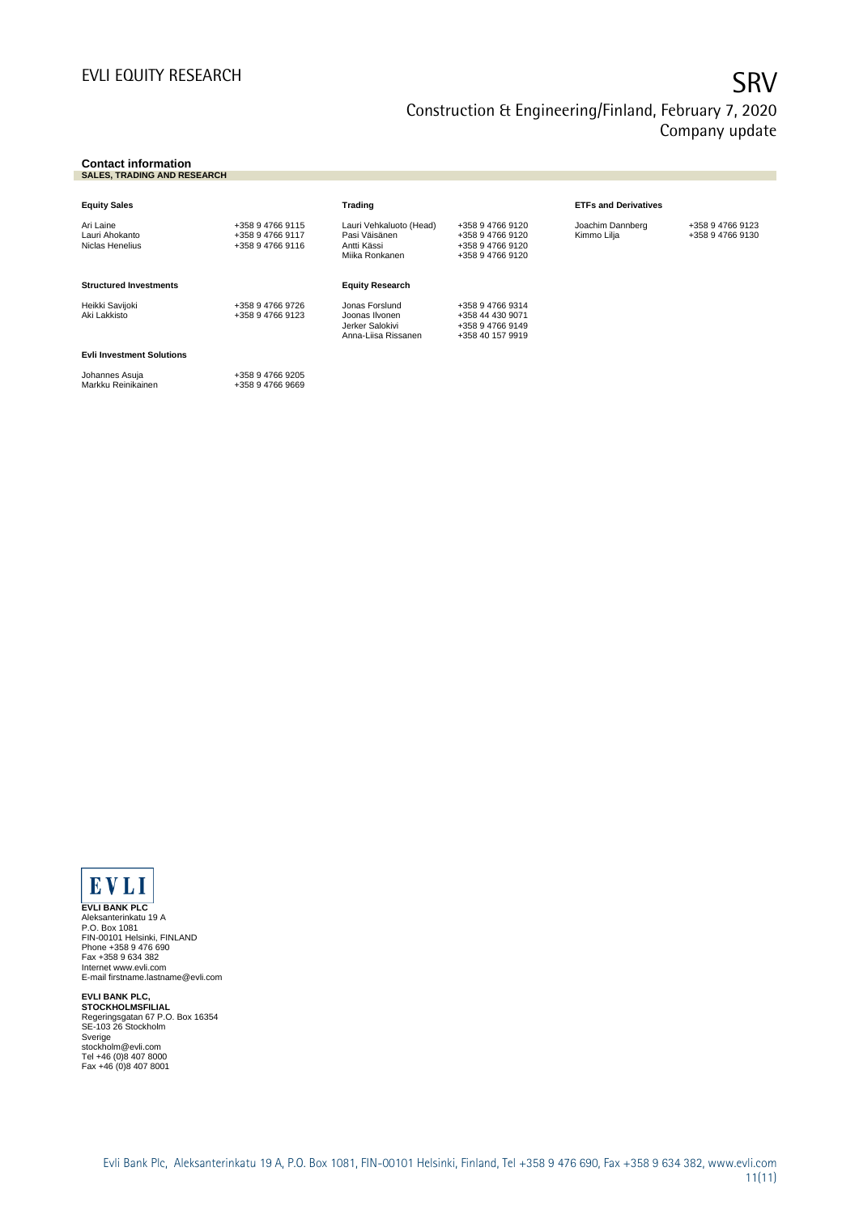## Contact information

**SALES, TRADING AND RESEARCH**

**Equity Sales**

| | |
|---|---|
| Ari Laine | +358 9 4766 9115 |
| Lauri Ahokanto | +358 9 4766 9117 |
| Niclas Henelius | +358 9 4766 9116 |

**Trading**

| | |
|---|---|
| Lauri Vehkaluoto (Head) | +358 9 4766 9120 |
| Pasi Väisänen | +358 9 4766 9120 |
| Antti Kässi | +358 9 4766 9120 |
| Miika Ronkanen | +358 9 4766 9120 |

**ETFs and Derivatives**

| | |
|---|---|
| Joachim Dannberg | +358 9 4766 9123 |
| Kimmo Lilja | +358 9 4766 9130 |

**Structured Investments**

| | |
|---|---|
| Heikki Savijoki | +358 9 4766 9726 |
| Aki Lakkisto | +358 9 4766 9123 |

**Equity Research**

| | |
|---|---|
| Jonas Forslund | +358 9 4766 9314 |
| Joonas Ilvonen | +358 44 430 9071 |
| Jerker Salokivi | +358 9 4766 9149 |
| Anna-Liisa Rissanen | +358 40 157 9919 |

**Evli Investment Solutions**

| | |
|---|---|
| Johannes Asuja | +358 9 4766 9205 |
| Markku Reinikainen | +358 9 4766 9669 |

**EVLI BANK PLC**
Aleksanterinkatu 19 A
P.O. Box 1081
FIN-00101 Helsinki, FINLAND
Phone +358 9 476 690
Fax +358 9 634 382
Internet www.evli.com
E-mail firstname.lastname@evli.com

**EVLI BANK PLC, STOCKHOLMSFILIAL**
Regeringsgatan 67 P.O. Box 16354
SE-103 26 Stockholm
Sverige
stockholm@evli.com
Tel +46 (0)8 407 8000
Fax +46 (0)8 407 8001